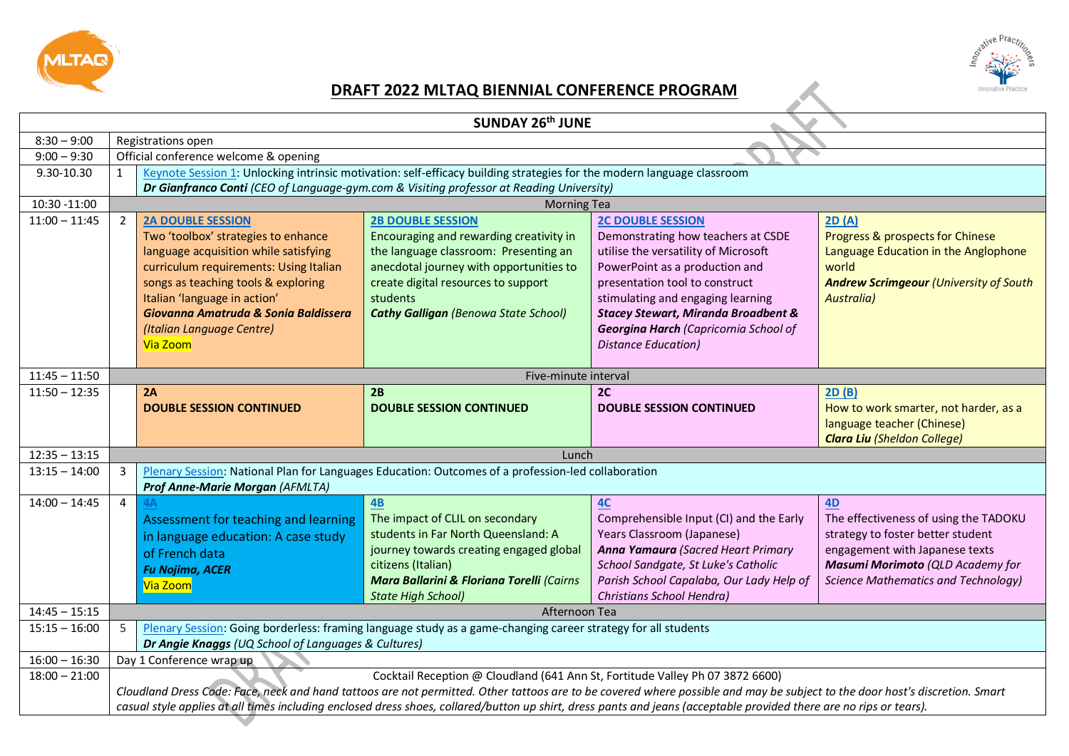# DRAFT 2022 MLTAQ BIENNIAL CONFERENCE PROGRAM

| SUNDAY 26th JUNE | | | | | |
|---|---|---|---|---|---|
| 8:30 – 9:00 | Registrations open | | | | |
| 9:00 – 9:30 | Official conference welcome & opening | | | | |
| 9.30-10.30 | 1 | Keynote Session 1: Unlocking intrinsic motivation: self-efficacy building strategies for the modern language classroom<br>***Dr Gianfranco Conti*** *(CEO of Language-gym.com & Visiting professor at Reading University)* | | | |
| 10:30 -11:00 | Morning Tea | | | | |
| 11:00 – 11:45 | 2 | **2A DOUBLE SESSION**<br>Two 'toolbox' strategies to enhance language acquisition while satisfying curriculum requirements: Using Italian songs as teaching tools & exploring Italian 'language in action'<br>***Giovanna Amatruda & Sonia Baldissera*** *(Italian Language Centre)*<br>Via Zoom | **2B DOUBLE SESSION**<br>Encouraging and rewarding creativity in the language classroom: Presenting an anecdotal journey with opportunities to create digital resources to support students<br>***Cathy Galligan*** *(Benowa State School)* | **2C DOUBLE SESSION**<br>Demonstrating how teachers at CSDE utilise the versatility of Microsoft PowerPoint as a production and presentation tool to construct stimulating and engaging learning<br>***Stacey Stewart, Miranda Broadbent & Georgina Harch*** *(Capricornia School of Distance Education)* | **2D (A)**<br>Progress & prospects for Chinese Language Education in the Anglophone world<br>***Andrew Scrimgeour*** *(University of South Australia)* |
| 11:45 – 11:50 | Five-minute interval | | | | |
| 11:50 – 12:35 | | **2A**<br>**DOUBLE SESSION CONTINUED** | **2B**<br>**DOUBLE SESSION CONTINUED** | **2C**<br>**DOUBLE SESSION CONTINUED** | **2D (B)**<br>How to work smarter, not harder, as a language teacher (Chinese)<br>***Clara Liu*** *(Sheldon College)* |
| 12:35 – 13:15 | Lunch | | | | |
| 13:15 – 14:00 | 3 | Plenary Session: National Plan for Languages Education: Outcomes of a profession-led collaboration<br>***Prof Anne-Marie Morgan*** *(AFMLTA)* | | | |
| 14:00 – 14:45 | 4 | **4A**<br>Assessment for teaching and learning in language education: A case study of French data<br>***Fu Nojima, ACER***<br>Via Zoom | **4B**<br>The impact of CLIL on secondary students in Far North Queensland: A journey towards creating engaged global citizens (Italian)<br>***Mara Ballarini & Floriana Torelli*** *(Cairns State High School)* | **4C**<br>Comprehensible Input (CI) and the Early Years Classroom (Japanese)<br>***Anna Yamaura*** *(Sacred Heart Primary School Sandgate, St Luke's Catholic Parish School Capalaba, Our Lady Help of Christians School Hendra)* | **4D**<br>The effectiveness of using the TADOKU strategy to foster better student engagement with Japanese texts<br>***Masumi Morimoto*** *(QLD Academy for Science Mathematics and Technology)* |
| 14:45 – 15:15 | Afternoon Tea | | | | |
| 15:15 – 16:00 | 5 | Plenary Session: Going borderless: framing language study as a game-changing career strategy for all students<br>***Dr Angie Knaggs*** *(UQ School of Languages & Cultures)* | | | |
| 16:00 – 16:30 | Day 1 Conference wrap up | | | | |
| 18:00 – 21:00 | Cocktail Reception @ Cloudland (641 Ann St, Fortitude Valley Ph 07 3872 6600)<br>*Cloudland Dress Code: Face, neck and hand tattoos are not permitted. Other tattoos are to be covered where possible and may be subject to the door host's discretion. Smart casual style applies at all times including enclosed dress shoes, collared/button up shirt, dress pants and jeans (acceptable provided there are no rips or tears).* | | | | |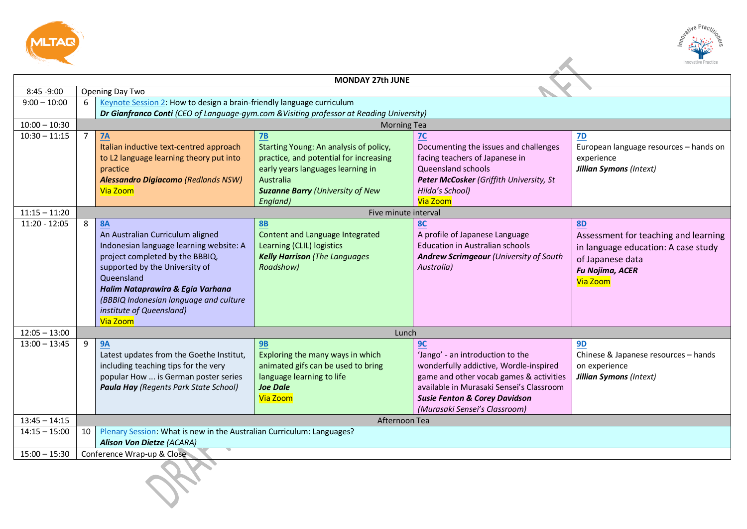| MONDAY 27th JUNE | | | | | |
|---|---|---|---|---|---|
| 8:45 -9:00 | Opening Day Two | | | | |
| 9:00 – 10:00 | 6 | Keynote Session 2: How to design a brain-friendly language curriculum ***Dr Gianfranco Conti*** *(CEO of Language-gym.com &Visiting professor at Reading University)* | | | |
| 10:00 – 10:30 | | Morning Tea | | | |
| 10:30 – 11:15 | 7 | **7A** Italian inductive text-centred approach to L2 language learning theory put into practice ***Alessandro Digiacomo*** *(Redlands NSW)* Via Zoom | **7B** Starting Young: An analysis of policy, practice, and potential for increasing early years languages learning in Australia ***Suzanne Barry*** *(University of New England)* | **7C** Documenting the issues and challenges facing teachers of Japanese in Queensland schools ***Peter McCosker*** *(Griffith University, St Hilda's School)* Via Zoom | **7D** European language resources – hands on experience ***Jillian Symons*** *(Intext)* |
| 11:15 – 11:20 | | Five minute interval | | | |
| 11:20 - 12:05 | 8 | **8A** An Australian Curriculum aligned Indonesian language learning website: A project completed by the BBBIQ, supported by the University of Queensland ***Halim Nataprawira & Egia Varhana*** *(BBBIQ Indonesian language and culture institute of Queensland)* Via Zoom | **8B** Content and Language Integrated Learning (CLIL) logistics ***Kelly Harrison*** *(The Languages Roadshow)* | **8C** A profile of Japanese Language Education in Australian schools ***Andrew Scrimgeour*** *(University of South Australia)* | **8D** Assessment for teaching and learning in language education: A case study of Japanese data ***Fu Nojima, ACER*** Via Zoom |
| 12:05 – 13:00 | | Lunch | | | |
| 13:00 – 13:45 | 9 | **9A** Latest updates from the Goethe Institut, including teaching tips for the very popular How ... is German poster series ***Paula Hay*** *(Regents Park State School)* | **9B** Exploring the many ways in which animated gifs can be used to bring language learning to life ***Joe Dale*** Via Zoom | **9C** 'Jango' - an introduction to the wonderfully addictive, Wordle-inspired game and other vocab games & activities available in Murasaki Sensei's Classroom ***Susie Fenton & Corey Davidson*** *(Murasaki Sensei's Classroom)* | **9D** Chinese & Japanese resources – hands on experience ***Jillian Symons*** *(Intext)* |
| 13:45 – 14:15 | | Afternoon Tea | | | |
| 14:15 – 15:00 | 10 | Plenary Session: What is new in the Australian Curriculum: Languages? ***Alison Von Dietze*** *(ACARA)* | | | |
| 15:00 – 15:30 | Conference Wrap-up & Close | | | | |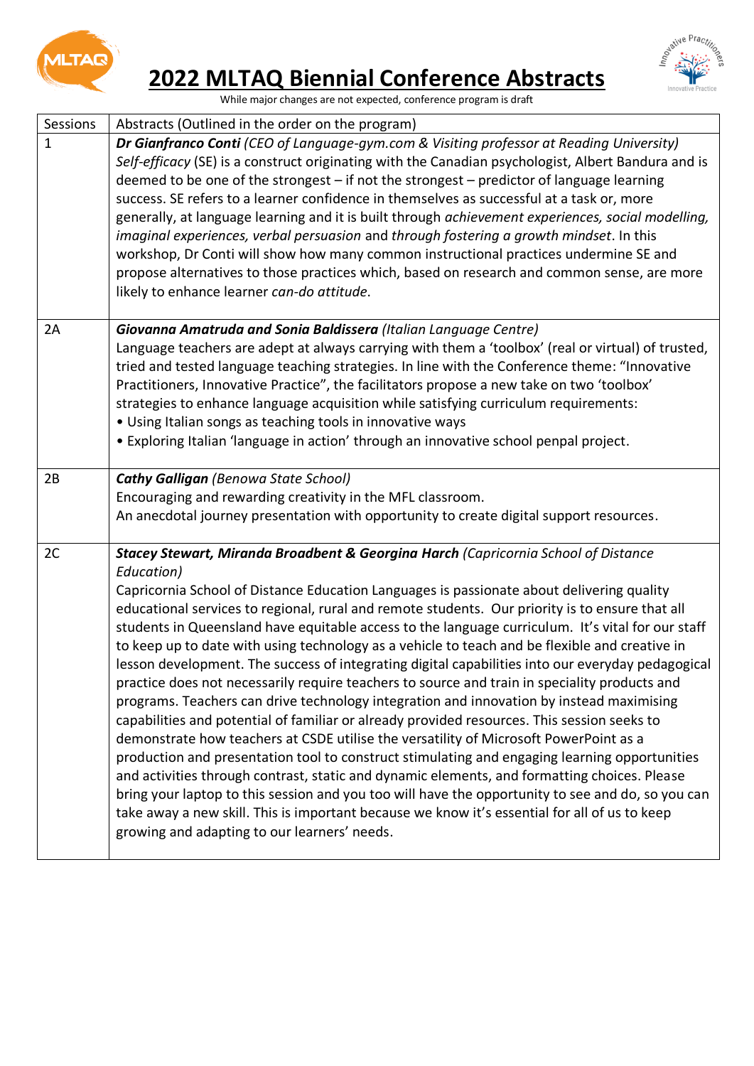# 2022 MLTAQ Biennial Conference Abstracts

While major changes are not expected, conference program is draft

| Sessions | Abstracts (Outlined in the order on the program) |
| --- | --- |
| 1 | ***Dr Gianfranco Conti*** *(CEO of Language-gym.com & Visiting professor at Reading University)* *Self-efficacy* (SE) is a construct originating with the Canadian psychologist, Albert Bandura and is deemed to be one of the strongest – if not the strongest – predictor of language learning success. SE refers to a learner confidence in themselves as successful at a task or, more generally, at language learning and it is built through *achievement experiences, social modelling, imaginal experiences, verbal persuasion* and *through fostering a growth mindset*. In this workshop, Dr Conti will show how many common instructional practices undermine SE and propose alternatives to those practices which, based on research and common sense, are more likely to enhance learner *can-do attitude*. |
| 2A | ***Giovanna Amatruda and Sonia Baldissera*** *(Italian Language Centre)* Language teachers are adept at always carrying with them a 'toolbox' (real or virtual) of trusted, tried and tested language teaching strategies. In line with the Conference theme: "Innovative Practitioners, Innovative Practice", the facilitators propose a new take on two 'toolbox' strategies to enhance language acquisition while satisfying curriculum requirements:<br>• Using Italian songs as teaching tools in innovative ways<br>• Exploring Italian 'language in action' through an innovative school penpal project. |
| 2B | ***Cathy Galligan*** *(Benowa State School)* Encouraging and rewarding creativity in the MFL classroom. An anecdotal journey presentation with opportunity to create digital support resources. |
| 2C | ***Stacey Stewart, Miranda Broadbent & Georgina Harch*** *(Capricornia School of Distance Education)* Capricornia School of Distance Education Languages is passionate about delivering quality educational services to regional, rural and remote students. Our priority is to ensure that all students in Queensland have equitable access to the language curriculum. It's vital for our staff to keep up to date with using technology as a vehicle to teach and be flexible and creative in lesson development. The success of integrating digital capabilities into our everyday pedagogical practice does not necessarily require teachers to source and train in speciality products and programs. Teachers can drive technology integration and innovation by instead maximising capabilities and potential of familiar or already provided resources. This session seeks to demonstrate how teachers at CSDE utilise the versatility of Microsoft PowerPoint as a production and presentation tool to construct stimulating and engaging learning opportunities and activities through contrast, static and dynamic elements, and formatting choices. Please bring your laptop to this session and you too will have the opportunity to see and do, so you can take away a new skill. This is important because we know it's essential for all of us to keep growing and adapting to our learners' needs. |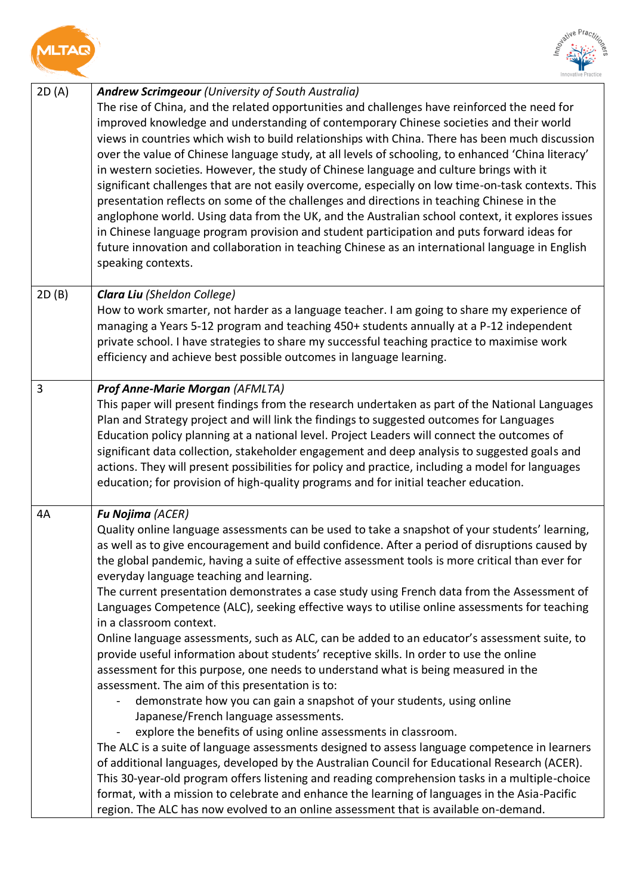| | |
|---|---|
| 2D (A) | ***Andrew Scrimgeour*** *(University of South Australia)*<br>The rise of China, and the related opportunities and challenges have reinforced the need for improved knowledge and understanding of contemporary Chinese societies and their world views in countries which wish to build relationships with China. There has been much discussion over the value of Chinese language study, at all levels of schooling, to enhanced 'China literacy' in western societies. However, the study of Chinese language and culture brings with it significant challenges that are not easily overcome, especially on low time-on-task contexts. This presentation reflects on some of the challenges and directions in teaching Chinese in the anglophone world. Using data from the UK, and the Australian school context, it explores issues in Chinese language program provision and student participation and puts forward ideas for future innovation and collaboration in teaching Chinese as an international language in English speaking contexts. |
| 2D (B) | ***Clara Liu*** *(Sheldon College)*<br>How to work smarter, not harder as a language teacher. I am going to share my experience of managing a Years 5-12 program and teaching 450+ students annually at a P-12 independent private school. I have strategies to share my successful teaching practice to maximise work efficiency and achieve best possible outcomes in language learning. |
| 3 | ***Prof Anne-Marie Morgan*** *(AFMLTA)*<br>This paper will present findings from the research undertaken as part of the National Languages Plan and Strategy project and will link the findings to suggested outcomes for Languages Education policy planning at a national level. Project Leaders will connect the outcomes of significant data collection, stakeholder engagement and deep analysis to suggested goals and actions. They will present possibilities for policy and practice, including a model for languages education; for provision of high-quality programs and for initial teacher education. |
| 4A | ***Fu Nojima*** *(ACER)*<br>Quality online language assessments can be used to take a snapshot of your students' learning, as well as to give encouragement and build confidence. After a period of disruptions caused by the global pandemic, having a suite of effective assessment tools is more critical than ever for everyday language teaching and learning.<br>The current presentation demonstrates a case study using French data from the Assessment of Languages Competence (ALC), seeking effective ways to utilise online assessments for teaching in a classroom context.<br>Online language assessments, such as ALC, can be added to an educator's assessment suite, to provide useful information about students' receptive skills. In order to use the online assessment for this purpose, one needs to understand what is being measured in the assessment. The aim of this presentation is to:<br>- demonstrate how you can gain a snapshot of your students, using online Japanese/French language assessments.<br>- explore the benefits of using online assessments in classroom.<br>The ALC is a suite of language assessments designed to assess language competence in learners of additional languages, developed by the Australian Council for Educational Research (ACER). This 30-year-old program offers listening and reading comprehension tasks in a multiple-choice format, with a mission to celebrate and enhance the learning of languages in the Asia-Pacific region. The ALC has now evolved to an online assessment that is available on-demand. |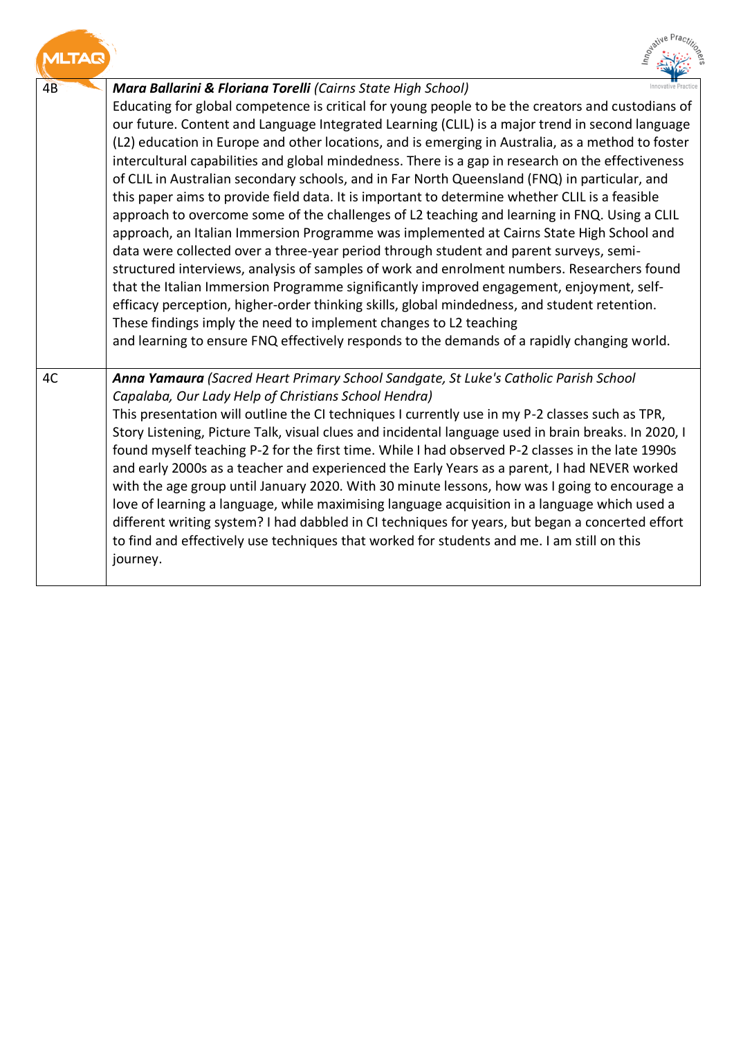| | |
|---|---|
| 4B | ***Mara Ballarini & Floriana Torelli*** *(Cairns State High School)* Educating for global competence is critical for young people to be the creators and custodians of our future. Content and Language Integrated Learning (CLIL) is a major trend in second language (L2) education in Europe and other locations, and is emerging in Australia, as a method to foster intercultural capabilities and global mindedness. There is a gap in research on the effectiveness of CLIL in Australian secondary schools, and in Far North Queensland (FNQ) in particular, and this paper aims to provide field data. It is important to determine whether CLIL is a feasible approach to overcome some of the challenges of L2 teaching and learning in FNQ. Using a CLIL approach, an Italian Immersion Programme was implemented at Cairns State High School and data were collected over a three-year period through student and parent surveys, semi-structured interviews, analysis of samples of work and enrolment numbers. Researchers found that the Italian Immersion Programme significantly improved engagement, enjoyment, self-efficacy perception, higher-order thinking skills, global mindedness, and student retention. These findings imply the need to implement changes to L2 teaching and learning to ensure FNQ effectively responds to the demands of a rapidly changing world. |
| 4C | ***Anna Yamaura*** *(Sacred Heart Primary School Sandgate, St Luke's Catholic Parish School Capalaba, Our Lady Help of Christians School Hendra)* This presentation will outline the CI techniques I currently use in my P-2 classes such as TPR, Story Listening, Picture Talk, visual clues and incidental language used in brain breaks. In 2020, I found myself teaching P-2 for the first time. While I had observed P-2 classes in the late 1990s and early 2000s as a teacher and experienced the Early Years as a parent, I had NEVER worked with the age group until January 2020. With 30 minute lessons, how was I going to encourage a love of learning a language, while maximising language acquisition in a language which used a different writing system? I had dabbled in CI techniques for years, but began a concerted effort to find and effectively use techniques that worked for students and me. I am still on this journey. |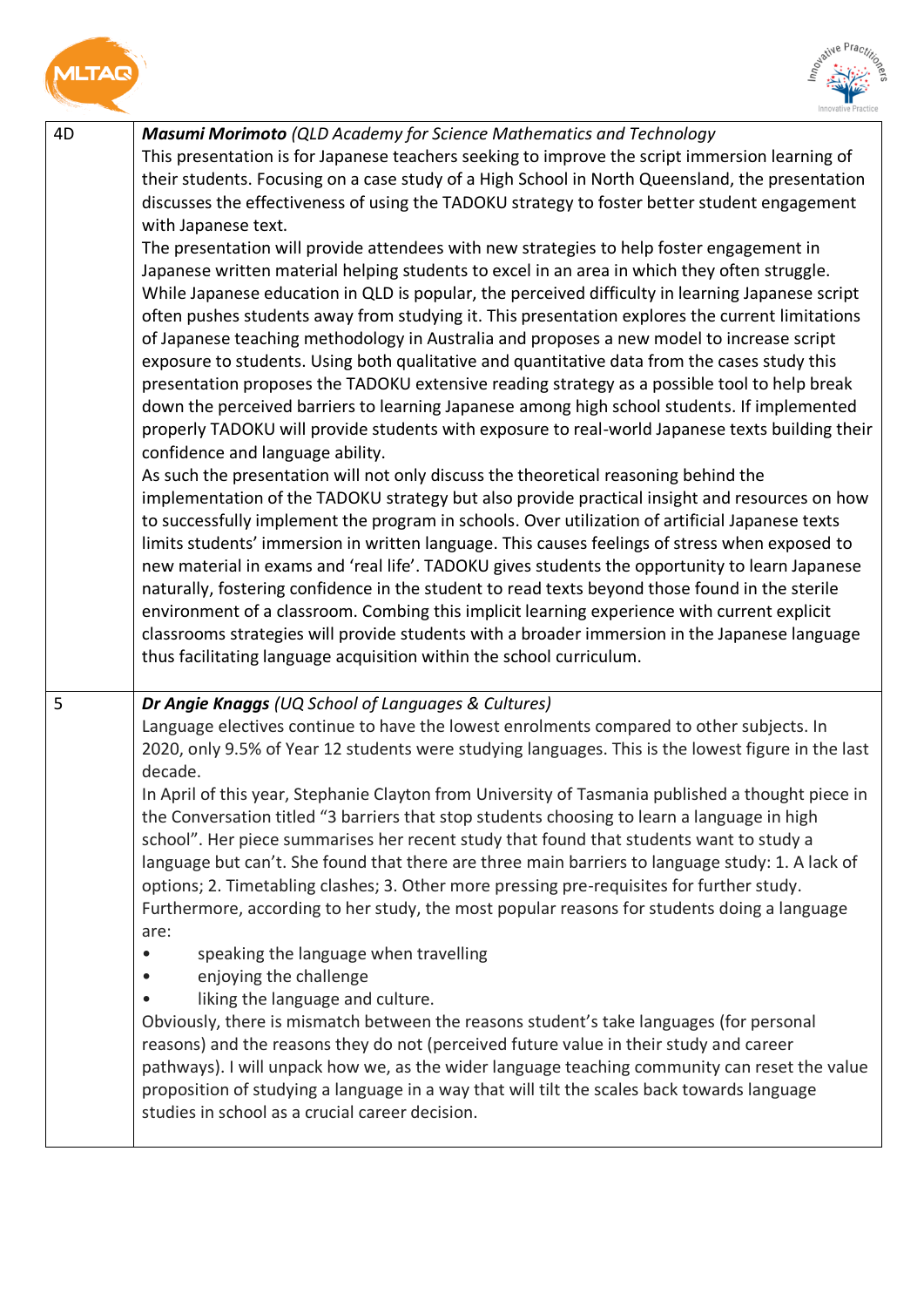| | |
|---|---|
| 4D | ***Masumi Morimoto*** *(QLD Academy for Science Mathematics and Technology*<br>This presentation is for Japanese teachers seeking to improve the script immersion learning of their students. Focusing on a case study of a High School in North Queensland, the presentation discusses the effectiveness of using the TADOKU strategy to foster better student engagement with Japanese text.<br>The presentation will provide attendees with new strategies to help foster engagement in Japanese written material helping students to excel in an area in which they often struggle. While Japanese education in QLD is popular, the perceived difficulty in learning Japanese script often pushes students away from studying it. This presentation explores the current limitations of Japanese teaching methodology in Australia and proposes a new model to increase script exposure to students. Using both qualitative and quantitative data from the cases study this presentation proposes the TADOKU extensive reading strategy as a possible tool to help break down the perceived barriers to learning Japanese among high school students. If implemented properly TADOKU will provide students with exposure to real-world Japanese texts building their confidence and language ability.<br>As such the presentation will not only discuss the theoretical reasoning behind the implementation of the TADOKU strategy but also provide practical insight and resources on how to successfully implement the program in schools. Over utilization of artificial Japanese texts limits students' immersion in written language. This causes feelings of stress when exposed to new material in exams and 'real life'. TADOKU gives students the opportunity to learn Japanese naturally, fostering confidence in the student to read texts beyond those found in the sterile environment of a classroom. Combing this implicit learning experience with current explicit classrooms strategies will provide students with a broader immersion in the Japanese language thus facilitating language acquisition within the school curriculum. |
| 5 | ***Dr Angie Knaggs*** *(UQ School of Languages & Cultures)*<br>Language electives continue to have the lowest enrolments compared to other subjects. In 2020, only 9.5% of Year 12 students were studying languages. This is the lowest figure in the last decade.<br>In April of this year, Stephanie Clayton from University of Tasmania published a thought piece in the Conversation titled "3 barriers that stop students choosing to learn a language in high school". Her piece summarises her recent study that found that students want to study a language but can't. She found that there are three main barriers to language study: 1. A lack of options; 2. Timetabling clashes; 3. Other more pressing pre-requisites for further study. Furthermore, according to her study, the most popular reasons for students doing a language are:<br>• speaking the language when travelling<br>• enjoying the challenge<br>• liking the language and culture.<br>Obviously, there is mismatch between the reasons student's take languages (for personal reasons) and the reasons they do not (perceived future value in their study and career pathways). I will unpack how we, as the wider language teaching community can reset the value proposition of studying a language in a way that will tilt the scales back towards language studies in school as a crucial career decision. |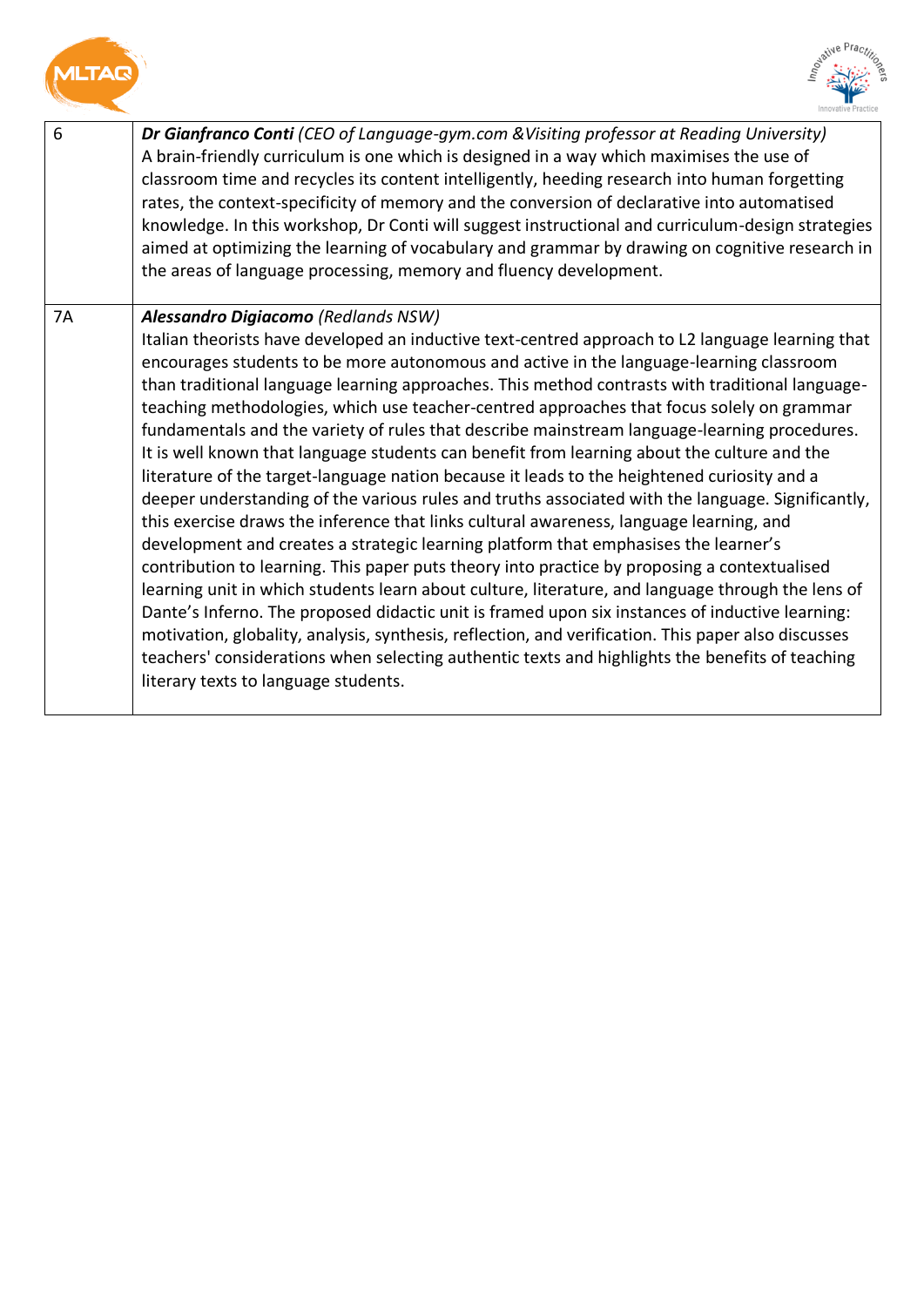| 6 | ***Dr Gianfranco Conti*** *(CEO of Language-gym.com &Visiting professor at Reading University)*<br>A brain-friendly curriculum is one which is designed in a way which maximises the use of classroom time and recycles its content intelligently, heeding research into human forgetting rates, the context-specificity of memory and the conversion of declarative into automatised knowledge. In this workshop, Dr Conti will suggest instructional and curriculum-design strategies aimed at optimizing the learning of vocabulary and grammar by drawing on cognitive research in the areas of language processing, memory and fluency development. |
|---|---|
| 7A | ***Alessandro Digiacomo*** *(Redlands NSW)*<br>Italian theorists have developed an inductive text-centred approach to L2 language learning that encourages students to be more autonomous and active in the language-learning classroom than traditional language learning approaches. This method contrasts with traditional language-teaching methodologies, which use teacher-centred approaches that focus solely on grammar fundamentals and the variety of rules that describe mainstream language-learning procedures. It is well known that language students can benefit from learning about the culture and the literature of the target-language nation because it leads to the heightened curiosity and a deeper understanding of the various rules and truths associated with the language. Significantly, this exercise draws the inference that links cultural awareness, language learning, and development and creates a strategic learning platform that emphasises the learner's contribution to learning. This paper puts theory into practice by proposing a contextualised learning unit in which students learn about culture, literature, and language through the lens of Dante's Inferno. The proposed didactic unit is framed upon six instances of inductive learning: motivation, globality, analysis, synthesis, reflection, and verification. This paper also discusses teachers' considerations when selecting authentic texts and highlights the benefits of teaching literary texts to language students. |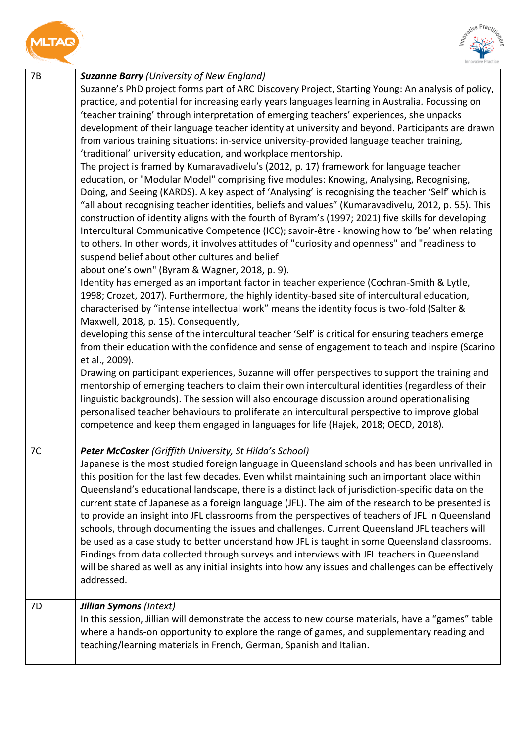| | |
|---|---|
| 7B | ***Suzanne Barry*** *(University of New England)*<br>Suzanne's PhD project forms part of ARC Discovery Project, Starting Young: An analysis of policy, practice, and potential for increasing early years languages learning in Australia. Focussing on 'teacher training' through interpretation of emerging teachers' experiences, she unpacks development of their language teacher identity at university and beyond. Participants are drawn from various training situations: in-service university-provided language teacher training, 'traditional' university education, and workplace mentorship.<br>The project is framed by Kumaravadivelu's (2012, p. 17) framework for language teacher education, or "Modular Model" comprising five modules: Knowing, Analysing, Recognising, Doing, and Seeing (KARDS). A key aspect of 'Analysing' is recognising the teacher 'Self' which is "all about recognising teacher identities, beliefs and values" (Kumaravadivelu, 2012, p. 55). This construction of identity aligns with the fourth of Byram's (1997; 2021) five skills for developing Intercultural Communicative Competence (ICC); savoir-être - knowing how to 'be' when relating to others. In other words, it involves attitudes of "curiosity and openness" and "readiness to suspend belief about other cultures and belief about one's own" (Byram & Wagner, 2018, p. 9).<br>Identity has emerged as an important factor in teacher experience (Cochran-Smith & Lytle, 1998; Crozet, 2017). Furthermore, the highly identity-based site of intercultural education, characterised by "intense intellectual work" means the identity focus is two-fold (Salter & Maxwell, 2018, p. 15). Consequently, developing this sense of the intercultural teacher 'Self' is critical for ensuring teachers emerge from their education with the confidence and sense of engagement to teach and inspire (Scarino et al., 2009).<br>Drawing on participant experiences, Suzanne will offer perspectives to support the training and mentorship of emerging teachers to claim their own intercultural identities (regardless of their linguistic backgrounds). The session will also encourage discussion around operationalising personalised teacher behaviours to proliferate an intercultural perspective to improve global competence and keep them engaged in languages for life (Hajek, 2018; OECD, 2018). |
| 7C | ***Peter McCosker*** *(Griffith University, St Hilda's School)*<br>Japanese is the most studied foreign language in Queensland schools and has been unrivalled in this position for the last few decades. Even whilst maintaining such an important place within Queensland's educational landscape, there is a distinct lack of jurisdiction-specific data on the current state of Japanese as a foreign language (JFL). The aim of the research to be presented is to provide an insight into JFL classrooms from the perspectives of teachers of JFL in Queensland schools, through documenting the issues and challenges. Current Queensland JFL teachers will be used as a case study to better understand how JFL is taught in some Queensland classrooms. Findings from data collected through surveys and interviews with JFL teachers in Queensland will be shared as well as any initial insights into how any issues and challenges can be effectively addressed. |
| 7D | ***Jillian Symons*** *(Intext)*<br>In this session, Jillian will demonstrate the access to new course materials, have a "games" table where a hands-on opportunity to explore the range of games, and supplementary reading and teaching/learning materials in French, German, Spanish and Italian. |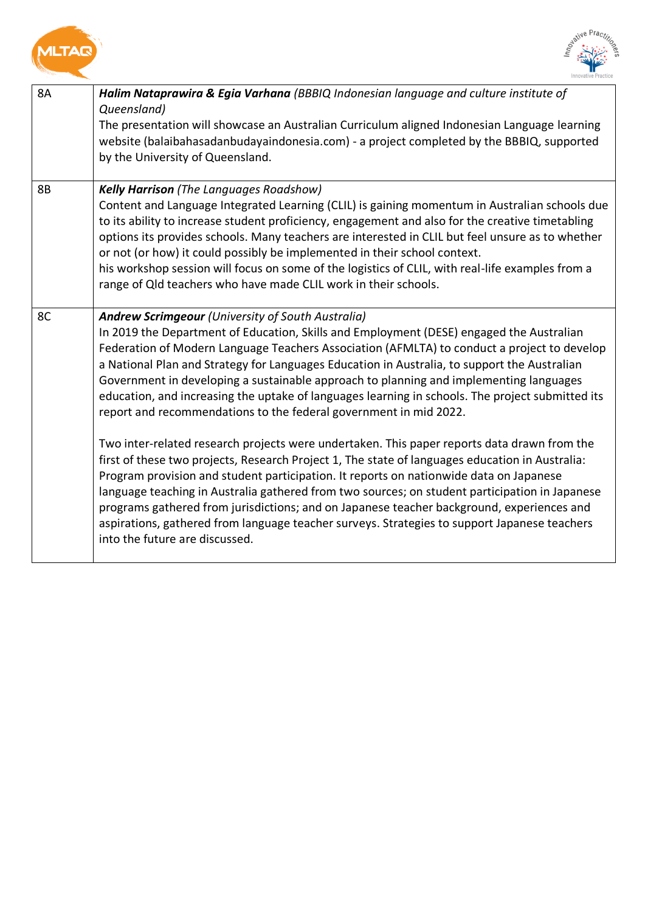| | |
|---|---|
| 8A | ***Halim Nataprawira & Egia Varhana*** *(BBBIQ Indonesian language and culture institute of Queensland)*<br>The presentation will showcase an Australian Curriculum aligned Indonesian Language learning website (balaibahasadanbudayaindonesia.com) - a project completed by the BBBIQ, supported by the University of Queensland. |
| 8B | ***Kelly Harrison*** *(The Languages Roadshow)*<br>Content and Language Integrated Learning (CLIL) is gaining momentum in Australian schools due to its ability to increase student proficiency, engagement and also for the creative timetabling options its provides schools. Many teachers are interested in CLIL but feel unsure as to whether or not (or how) it could possibly be implemented in their school context.<br>his workshop session will focus on some of the logistics of CLIL, with real-life examples from a range of Qld teachers who have made CLIL work in their schools. |
| 8C | ***Andrew Scrimgeour*** *(University of South Australia)*<br>In 2019 the Department of Education, Skills and Employment (DESE) engaged the Australian Federation of Modern Language Teachers Association (AFMLTA) to conduct a project to develop a National Plan and Strategy for Languages Education in Australia, to support the Australian Government in developing a sustainable approach to planning and implementing languages education, and increasing the uptake of languages learning in schools. The project submitted its report and recommendations to the federal government in mid 2022.<br><br>Two inter-related research projects were undertaken. This paper reports data drawn from the first of these two projects, Research Project 1, The state of languages education in Australia: Program provision and student participation. It reports on nationwide data on Japanese language teaching in Australia gathered from two sources; on student participation in Japanese programs gathered from jurisdictions; and on Japanese teacher background, experiences and aspirations, gathered from language teacher surveys. Strategies to support Japanese teachers into the future are discussed. |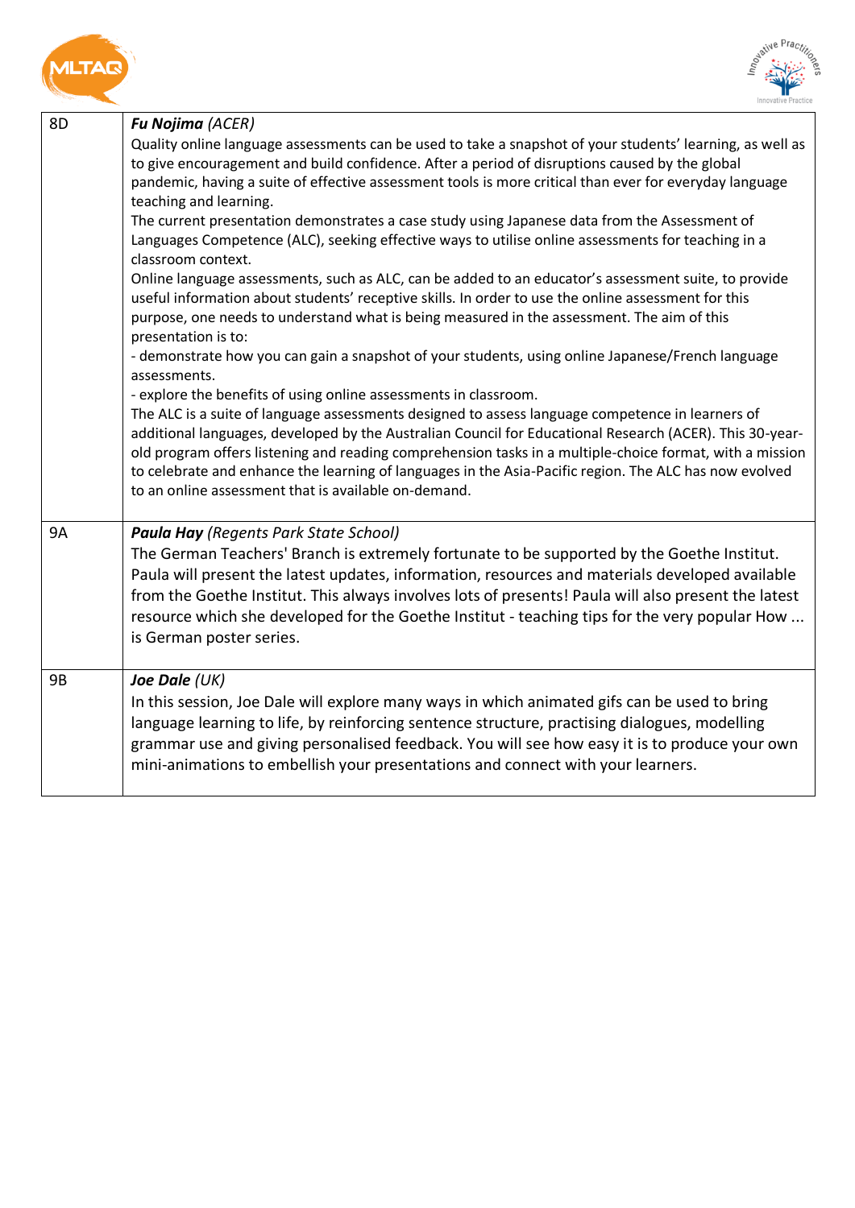| | |
|---|---|
| 8D | ***Fu Nojima** (ACER)*<br>Quality online language assessments can be used to take a snapshot of your students' learning, as well as to give encouragement and build confidence. After a period of disruptions caused by the global pandemic, having a suite of effective assessment tools is more critical than ever for everyday language teaching and learning.<br>The current presentation demonstrates a case study using Japanese data from the Assessment of Languages Competence (ALC), seeking effective ways to utilise online assessments for teaching in a classroom context.<br>Online language assessments, such as ALC, can be added to an educator's assessment suite, to provide useful information about students' receptive skills. In order to use the online assessment for this purpose, one needs to understand what is being measured in the assessment. The aim of this presentation is to:<br>- demonstrate how you can gain a snapshot of your students, using online Japanese/French language assessments.<br>- explore the benefits of using online assessments in classroom.<br>The ALC is a suite of language assessments designed to assess language competence in learners of additional languages, developed by the Australian Council for Educational Research (ACER). This 30-year-old program offers listening and reading comprehension tasks in a multiple-choice format, with a mission to celebrate and enhance the learning of languages in the Asia-Pacific region. The ALC has now evolved to an online assessment that is available on-demand. |
| 9A | ***Paula Hay** (Regents Park State School)*<br>The German Teachers' Branch is extremely fortunate to be supported by the Goethe Institut. Paula will present the latest updates, information, resources and materials developed available from the Goethe Institut. This always involves lots of presents! Paula will also present the latest resource which she developed for the Goethe Institut - teaching tips for the very popular How ... is German poster series. |
| 9B | ***Joe Dale** (UK)*<br>In this session, Joe Dale will explore many ways in which animated gifs can be used to bring language learning to life, by reinforcing sentence structure, practising dialogues, modelling grammar use and giving personalised feedback. You will see how easy it is to produce your own mini-animations to embellish your presentations and connect with your learners. |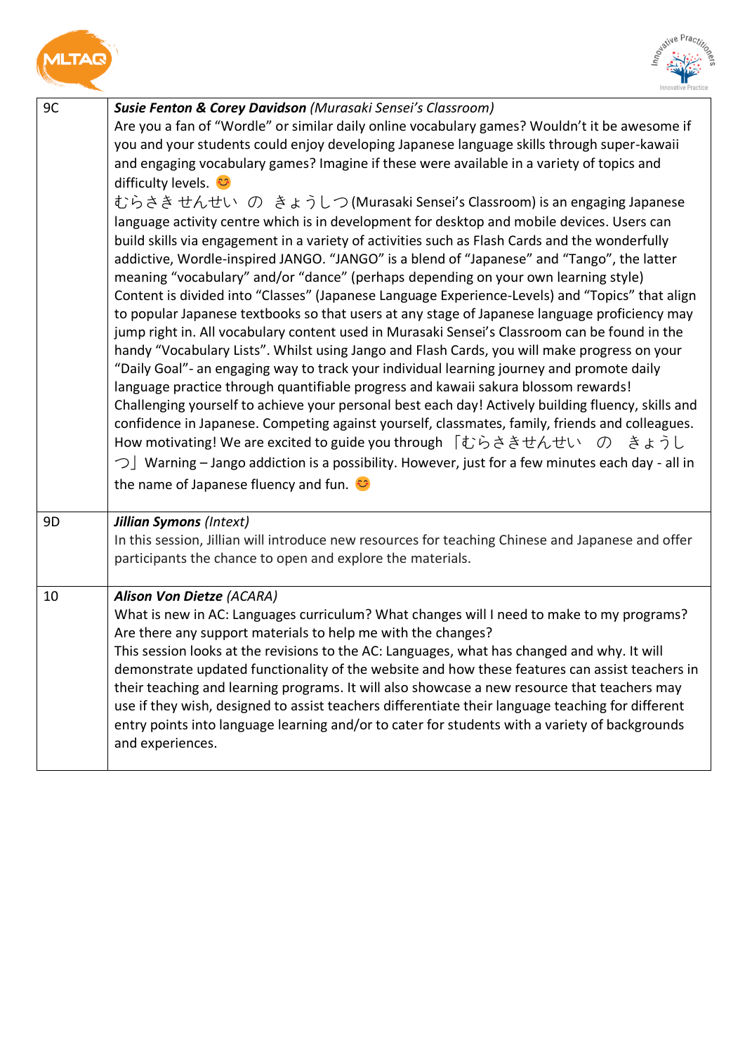| | |
|---|---|
| 9C | ***Susie Fenton & Corey Davidson*** *(Murasaki Sensei's Classroom)*<br>Are you a fan of "Wordle" or similar daily online vocabulary games? Wouldn't it be awesome if you and your students could enjoy developing Japanese language skills through super-kawaii and engaging vocabulary games? Imagine if these were available in a variety of topics and difficulty levels. 😊<br>むらさき せんせい の きょうしつ (Murasaki Sensei's Classroom) is an engaging Japanese language activity centre which is in development for desktop and mobile devices. Users can build skills via engagement in a variety of activities such as Flash Cards and the wonderfully addictive, Wordle-inspired JANGO. "JANGO" is a blend of "Japanese" and "Tango", the latter meaning "vocabulary" and/or "dance" (perhaps depending on your own learning style)<br>Content is divided into "Classes" (Japanese Language Experience-Levels) and "Topics" that align to popular Japanese textbooks so that users at any stage of Japanese language proficiency may jump right in. All vocabulary content used in Murasaki Sensei's Classroom can be found in the handy "Vocabulary Lists". Whilst using Jango and Flash Cards, you will make progress on your "Daily Goal"- an engaging way to track your individual learning journey and promote daily language practice through quantifiable progress and kawaii sakura blossom rewards! Challenging yourself to achieve your personal best each day! Actively building fluency, skills and confidence in Japanese. Competing against yourself, classmates, family, friends and colleagues. How motivating! We are excited to guide you through 「むらさきせんせい の きょうしつ」 Warning – Jango addiction is a possibility. However, just for a few minutes each day - all in the name of Japanese fluency and fun. 😊 |
| 9D | ***Jillian Symons*** *(Intext)*<br>In this session, Jillian will introduce new resources for teaching Chinese and Japanese and offer participants the chance to open and explore the materials. |
| 10 | ***Alison Von Dietze*** *(ACARA)*<br>What is new in AC: Languages curriculum? What changes will I need to make to my programs? Are there any support materials to help me with the changes?<br>This session looks at the revisions to the AC: Languages, what has changed and why. It will demonstrate updated functionality of the website and how these features can assist teachers in their teaching and learning programs. It will also showcase a new resource that teachers may use if they wish, designed to assist teachers differentiate their language teaching for different entry points into language learning and/or to cater for students with a variety of backgrounds and experiences. |